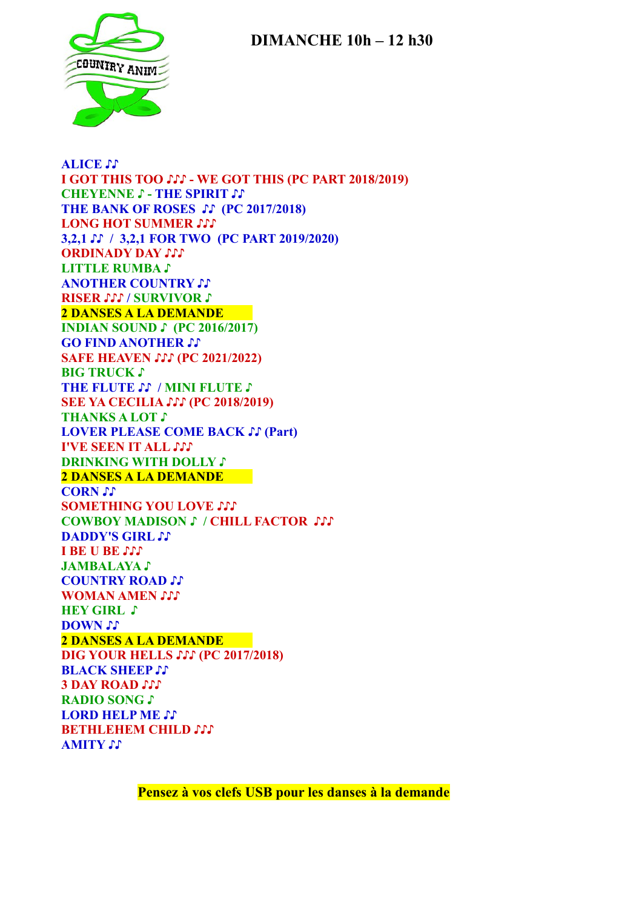COUNTRY ANIM

# DIMANCHE 10h – 12 h30

**ALICE ♫**
**I GOT THIS TOO ♫♪ - WE GOT THIS (PC PART 2018/2019)**
**CHEYENNE ♪ - THE SPIRIT ♫**
**THE BANK OF ROSES ♫ (PC 2017/2018)**
**LONG HOT SUMMER ♫♪**
**3,2,1 ♫ / 3,2,1 FOR TWO (PC PART 2019/2020)**
**ORDINADY DAY ♫♪**
**LITTLE RUMBA ♪**
**ANOTHER COUNTRY ♫**
**RISER ♫♪ / SURVIVOR ♪**
**2 DANSES A LA DEMANDE**
**INDIAN SOUND ♪ (PC 2016/2017)**
**GO FIND ANOTHER ♫**
**SAFE HEAVEN ♫♪ (PC 2021/2022)**
**BIG TRUCK ♪**
**THE FLUTE ♫ / MINI FLUTE ♪**
**SEE YA CECILIA ♫♪ (PC 2018/2019)**
**THANKS A LOT ♪**
**LOVER PLEASE COME BACK ♫ (Part)**
**I'VE SEEN IT ALL ♫♪**
**DRINKING WITH DOLLY ♪**
**2 DANSES A LA DEMANDE**
**CORN ♫**
**SOMETHING YOU LOVE ♫♪**
**COWBOY MADISON ♪ / CHILL FACTOR ♫♪**
**DADDY'S GIRL ♫**
**I BE U BE ♫♪**
**JAMBALAYA ♪**
**COUNTRY ROAD ♫**
**WOMAN AMEN ♫♪**
**HEY GIRL ♪**
**DOWN ♫**
**2 DANSES A LA DEMANDE**
**DIG YOUR HELLS ♫♪ (PC 2017/2018)**
**BLACK SHEEP ♫**
**3 DAY ROAD ♫♪**
**RADIO SONG ♪**
**LORD HELP ME ♫**
**BETHLEHEM CHILD ♫♪**
**AMITY ♫**

**Pensez à vos clefs USB pour les danses à la demande**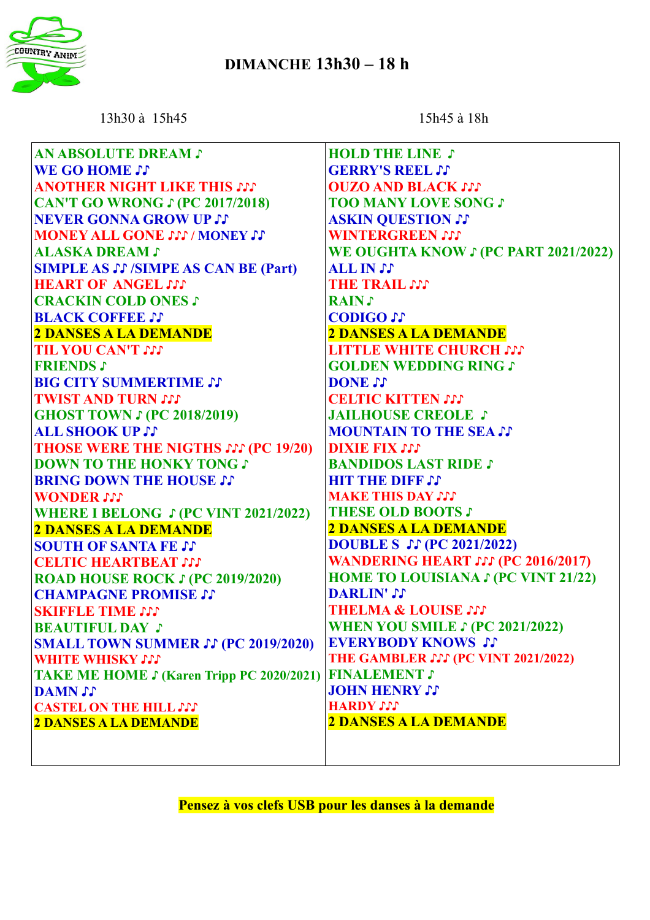# DIMANCHE 13h30 – 18 h

| 13h30 à 15h45 | 15h45 à 18h |
|---|---|
| AN ABSOLUTE DREAM ♪ | HOLD THE LINE ♪ |
| WE GO HOME ♫ | GERRY'S REEL ♫ |
| ANOTHER NIGHT LIKE THIS ♫♪ | OUZO AND BLACK ♫♪ |
| CAN'T GO WRONG ♪ (PC 2017/2018) | TOO MANY LOVE SONG ♪ |
| NEVER GONNA GROW UP ♫ | ASKIN QUESTION ♫ |
| MONEY ALL GONE ♫♪ / MONEY ♫ | WINTERGREEN ♫♪ |
| ALASKA DREAM ♪ | WE OUGHTA KNOW ♪ (PC PART 2021/2022) |
| SIMPLE AS ♫ /SIMPE AS CAN BE (Part) | ALL IN ♫ |
| HEART OF ANGEL ♫♪ | THE TRAIL ♫♪ |
| CRACKIN COLD ONES ♪ | RAIN ♪ |
| BLACK COFFEE ♫ | CODIGO ♫ |
| **2 DANSES A LA DEMANDE** | **2 DANSES A LA DEMANDE** |
| TIL YOU CAN'T ♫♪ | LITTLE WHITE CHURCH ♫♪ |
| FRIENDS ♪ | GOLDEN WEDDING RING ♪ |
| BIG CITY SUMMERTIME ♫ | DONE ♫ |
| TWIST AND TURN ♫♪ | CELTIC KITTEN ♫♪ |
| GHOST TOWN ♪ (PC 2018/2019) | JAILHOUSE CREOLE ♪ |
| ALL SHOOK UP ♫ | MOUNTAIN TO THE SEA ♫ |
| THOSE WERE THE NIGTHS ♫♪ (PC 19/20) | DIXIE FIX ♫♪ |
| DOWN TO THE HONKY TONG ♪ | BANDIDOS LAST RIDE ♪ |
| BRING DOWN THE HOUSE ♫ | HIT THE DIFF ♫ |
| WONDER ♫♪ | MAKE THIS DAY ♫♪ |
| WHERE I BELONG ♪ (PC VINT 2021/2022) | THESE OLD BOOTS ♪ |
| **2 DANSES A LA DEMANDE** | **2 DANSES A LA DEMANDE** |
| SOUTH OF SANTA FE ♫ | DOUBLE S ♫ (PC 2021/2022) |
| CELTIC HEARTBEAT ♫♪ | WANDERING HEART ♫♪ (PC 2016/2017) |
| ROAD HOUSE ROCK ♪ (PC 2019/2020) | HOME TO LOUISIANA ♪ (PC VINT 21/22) |
| CHAMPAGNE PROMISE ♫ | DARLIN' ♫ |
| SKIFFLE TIME ♫♪ | THELMA & LOUISE ♫♪ |
| BEAUTIFUL DAY ♪ | WHEN YOU SMILE ♪ (PC 2021/2022) |
| SMALL TOWN SUMMER ♫ (PC 2019/2020) | EVERYBODY KNOWS ♫ |
| WHITE WHISKY ♫♪ | THE GAMBLER ♫♪ (PC VINT 2021/2022) |
| TAKE ME HOME ♪ (Karen Tripp PC 2020/2021) | FINALEMENT ♪ |
| DAMN ♫ | JOHN HENRY ♫ |
| CASTEL ON THE HILL ♫♪ | HARDY ♫♪ |
| **2 DANSES A LA DEMANDE** | **2 DANSES A LA DEMANDE** |

**Pensez à vos clefs USB pour les danses à la demande**